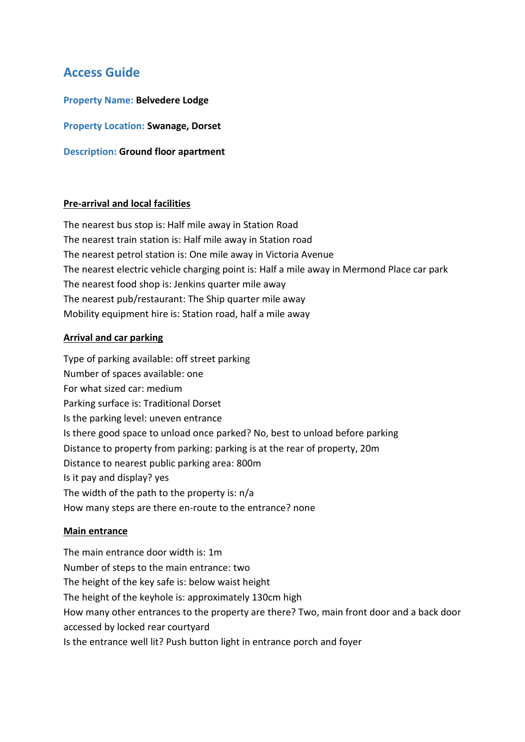# Access Guide

**Property Name: Belvedere Lodge**

**Property Location: Swanage, Dorset**

**Description: Ground floor apartment**

## Pre-arrival and local facilities

The nearest bus stop is: Half mile away in Station Road
The nearest train station is: Half mile away in Station road
The nearest petrol station is: One mile away in Victoria Avenue
The nearest electric vehicle charging point is: Half a mile away in Mermond Place car park
The nearest food shop is: Jenkins quarter mile away
The nearest pub/restaurant: The Ship quarter mile away
Mobility equipment hire is: Station road, half a mile away

## Arrival and car parking

Type of parking available: off street parking
Number of spaces available: one
For what sized car: medium
Parking surface is: Traditional Dorset
Is the parking level: uneven entrance
Is there good space to unload once parked? No, best to unload before parking
Distance to property from parking: parking is at the rear of property, 20m
Distance to nearest public parking area: 800m
Is it pay and display? yes
The width of the path to the property is: n/a
How many steps are there en-route to the entrance? none

## Main entrance

The main entrance door width is: 1m
Number of steps to the main entrance: two
The height of the key safe is: below waist height
The height of the keyhole is: approximately 130cm high
How many other entrances to the property are there? Two, main front door and a back door accessed by locked rear courtyard
Is the entrance well lit? Push button light in entrance porch and foyer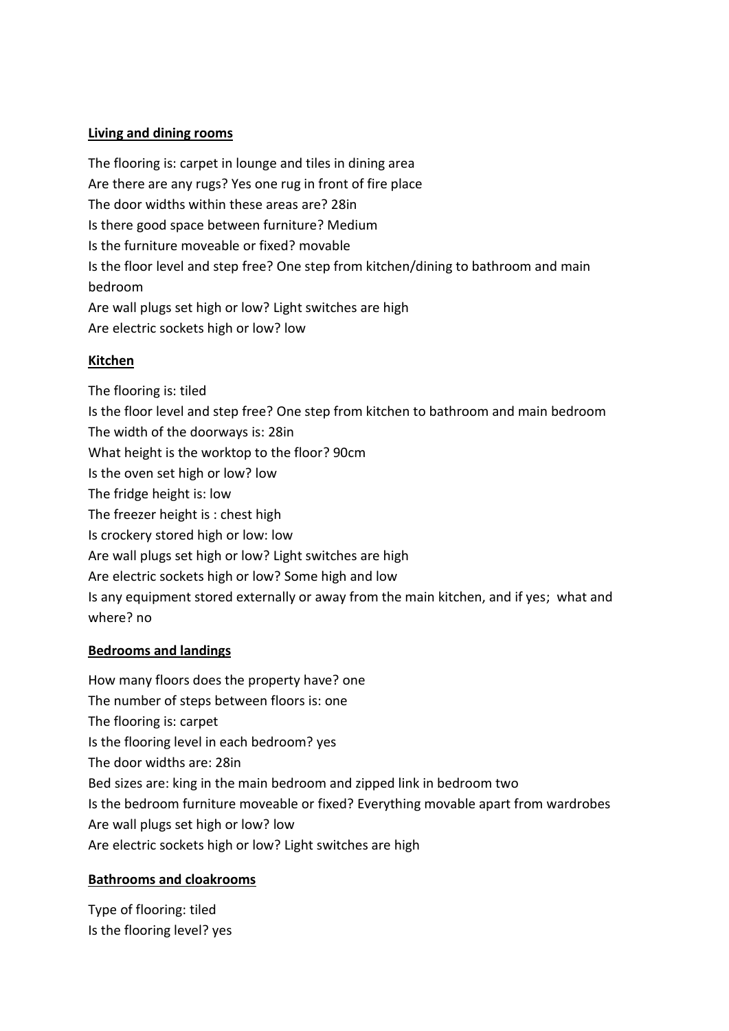**Living and dining rooms**

The flooring is: carpet in lounge and tiles in dining area
Are there are any rugs? Yes one rug in front of fire place
The door widths within these areas are? 28in
Is there good space between furniture? Medium
Is the furniture moveable or fixed? movable
Is the floor level and step free? One step from kitchen/dining to bathroom and main bedroom
Are wall plugs set high or low? Light switches are high
Are electric sockets high or low? low

**Kitchen**

The flooring is: tiled
Is the floor level and step free? One step from kitchen to bathroom and main bedroom
The width of the doorways is: 28in
What height is the worktop to the floor? 90cm
Is the oven set high or low? low
The fridge height is: low
The freezer height is : chest high
Is crockery stored high or low: low
Are wall plugs set high or low? Light switches are high
Are electric sockets high or low? Some high and low
Is any equipment stored externally or away from the main kitchen, and if yes; what and where? no

**Bedrooms and landings**

How many floors does the property have? one
The number of steps between floors is: one
The flooring is: carpet
Is the flooring level in each bedroom? yes
The door widths are: 28in
Bed sizes are: king in the main bedroom and zipped link in bedroom two
Is the bedroom furniture moveable or fixed? Everything movable apart from wardrobes
Are wall plugs set high or low? low
Are electric sockets high or low? Light switches are high

**Bathrooms and cloakrooms**

Type of flooring: tiled
Is the flooring level? yes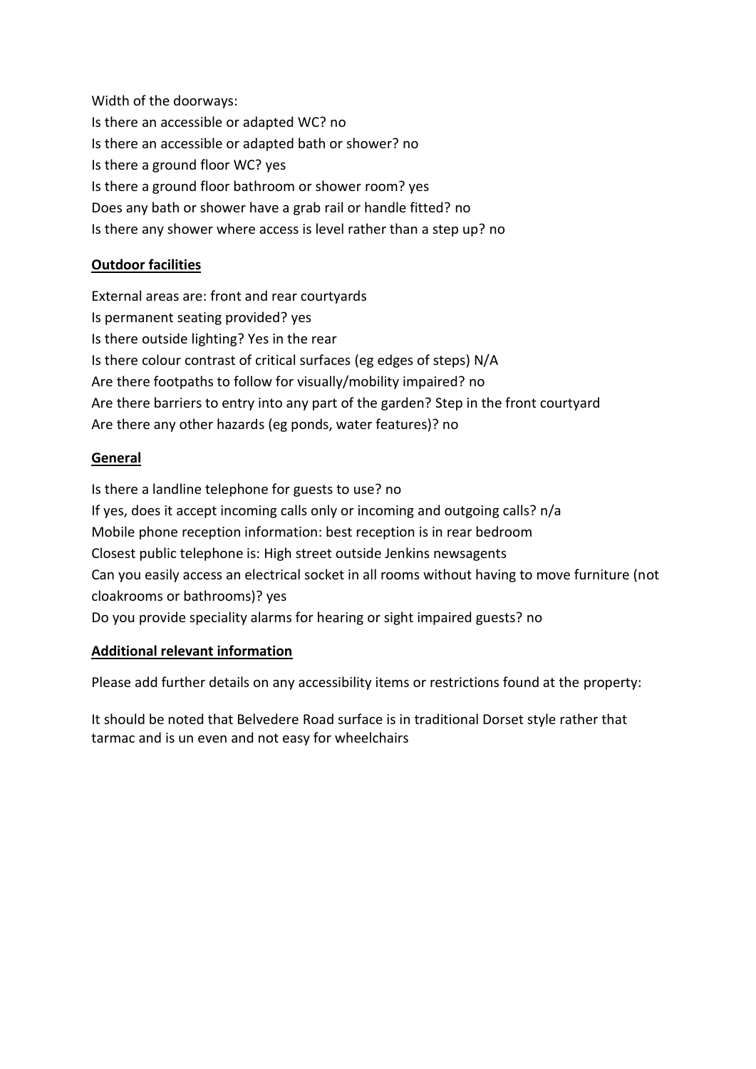Width of the doorways:
Is there an accessible or adapted WC? no
Is there an accessible or adapted bath or shower? no
Is there a ground floor WC? yes
Is there a ground floor bathroom or shower room? yes
Does any bath or shower have a grab rail or handle fitted? no
Is there any shower where access is level rather than a step up? no

**Outdoor facilities**

External areas are: front and rear courtyards
Is permanent seating provided? yes
Is there outside lighting? Yes in the rear
Is there colour contrast of critical surfaces (eg edges of steps) N/A
Are there footpaths to follow for visually/mobility impaired? no
Are there barriers to entry into any part of the garden? Step in the front courtyard
Are there any other hazards (eg ponds, water features)? no

**General**

Is there a landline telephone for guests to use? no
If yes, does it accept incoming calls only or incoming and outgoing calls? n/a
Mobile phone reception information: best reception is in rear bedroom
Closest public telephone is: High street outside Jenkins newsagents
Can you easily access an electrical socket in all rooms without having to move furniture (not cloakrooms or bathrooms)? yes
Do you provide speciality alarms for hearing or sight impaired guests? no

**Additional relevant information**

Please add further details on any accessibility items or restrictions found at the property:

It should be noted that Belvedere Road surface is in traditional Dorset style rather that tarmac and is un even and not easy for wheelchairs